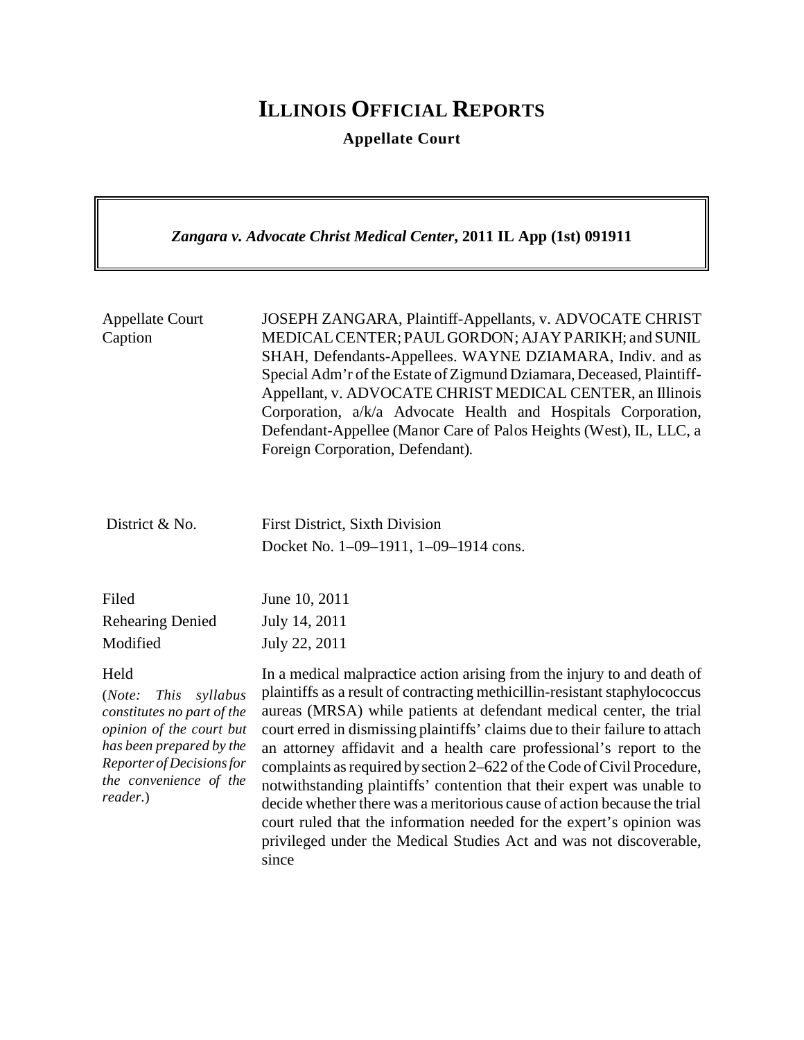# ILLINOIS OFFICIAL REPORTS

**Appellate Court**

***Zangara v. Advocate Christ Medical Center*, 2011 IL App (1st) 091911**

| | |
|---|---|
| Appellate Court Caption | JOSEPH ZANGARA, Plaintiff-Appellants, v. ADVOCATE CHRIST MEDICAL CENTER; PAUL GORDON; AJAY PARIKH; and SUNIL SHAH, Defendants-Appellees. WAYNE DZIAMARA, Indiv. and as Special Adm'r of the Estate of Zigmund Dziamara, Deceased, Plaintiff-Appellant, v. ADVOCATE CHRIST MEDICAL CENTER, an Illinois Corporation, a/k/a Advocate Health and Hospitals Corporation, Defendant-Appellee (Manor Care of Palos Heights (West), IL, LLC, a Foreign Corporation, Defendant). |
| District & No. | First District, Sixth Division<br>Docket No. 1–09–1911, 1–09–1914 cons. |
| Filed<br>Rehearing Denied<br>Modified | June 10, 2011<br>July 14, 2011<br>July 22, 2011 |
| Held<br>(*Note: This syllabus constitutes no part of the opinion of the court but has been prepared by the Reporter of Decisions for the convenience of the reader.*) | In a medical malpractice action arising from the injury to and death of plaintiffs as a result of contracting methicillin-resistant staphylococcus aureas (MRSA) while patients at defendant medical center, the trial court erred in dismissing plaintiffs' claims due to their failure to attach an attorney affidavit and a health care professional's report to the complaints as required by section 2–622 of the Code of Civil Procedure, notwithstanding plaintiffs' contention that their expert was unable to decide whether there was a meritorious cause of action because the trial court ruled that the information needed for the expert's opinion was privileged under the Medical Studies Act and was not discoverable, since |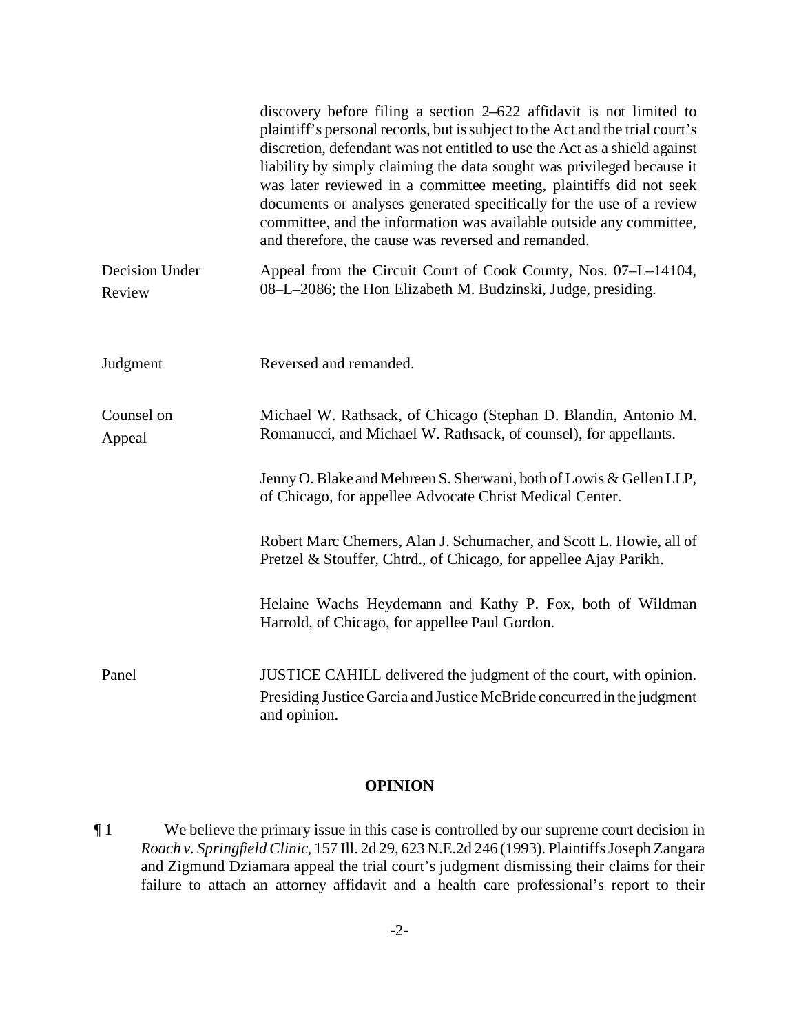discovery before filing a section 2–622 affidavit is not limited to plaintiff's personal records, but is subject to the Act and the trial court's discretion, defendant was not entitled to use the Act as a shield against liability by simply claiming the data sought was privileged because it was later reviewed in a committee meeting, plaintiffs did not seek documents or analyses generated specifically for the use of a review committee, and the information was available outside any committee, and therefore, the cause was reversed and remanded.

| | |
|---|---|
| Decision Under Review | Appeal from the Circuit Court of Cook County, Nos. 07–L–14104, 08–L–2086; the Hon Elizabeth M. Budzinski, Judge, presiding. |
| Judgment | Reversed and remanded. |
| Counsel on Appeal | Michael W. Rathsack, of Chicago (Stephan D. Blandin, Antonio M. Romanucci, and Michael W. Rathsack, of counsel), for appellants.<br><br>Jenny O. Blake and Mehreen S. Sherwani, both of Lowis & Gellen LLP, of Chicago, for appellee Advocate Christ Medical Center.<br><br>Robert Marc Chemers, Alan J. Schumacher, and Scott L. Howie, all of Pretzel & Stouffer, Chtrd., of Chicago, for appellee Ajay Parikh.<br><br>Helaine Wachs Heydemann and Kathy P. Fox, both of Wildman Harrold, of Chicago, for appellee Paul Gordon. |
| Panel | JUSTICE CAHILL delivered the judgment of the court, with opinion.<br>Presiding Justice Garcia and Justice McBride concurred in the judgment and opinion. |

## OPINION

¶ 1 We believe the primary issue in this case is controlled by our supreme court decision in *Roach v. Springfield Clinic*, 157 Ill. 2d 29, 623 N.E.2d 246 (1993). Plaintiffs Joseph Zangara and Zigmund Dziamara appeal the trial court's judgment dismissing their claims for their failure to attach an attorney affidavit and a health care professional's report to their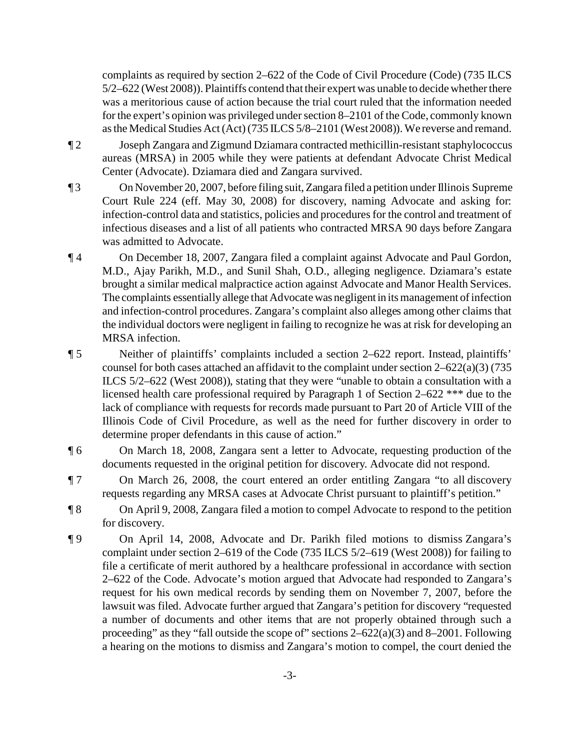complaints as required by section 2–622 of the Code of Civil Procedure (Code) (735 ILCS 5/2–622 (West 2008)). Plaintiffs contend that their expert was unable to decide whether there was a meritorious cause of action because the trial court ruled that the information needed for the expert's opinion was privileged under section 8–2101 of the Code, commonly known as the Medical Studies Act (Act) (735 ILCS 5/8–2101 (West 2008)). We reverse and remand.

¶ 2 Joseph Zangara and Zigmund Dziamara contracted methicillin-resistant staphylococcus aureas (MRSA) in 2005 while they were patients at defendant Advocate Christ Medical Center (Advocate). Dziamara died and Zangara survived.

¶ 3 On November 20, 2007, before filing suit, Zangara filed a petition under Illinois Supreme Court Rule 224 (eff. May 30, 2008) for discovery, naming Advocate and asking for: infection-control data and statistics, policies and procedures for the control and treatment of infectious diseases and a list of all patients who contracted MRSA 90 days before Zangara was admitted to Advocate.

¶ 4 On December 18, 2007, Zangara filed a complaint against Advocate and Paul Gordon, M.D., Ajay Parikh, M.D., and Sunil Shah, O.D., alleging negligence. Dziamara's estate brought a similar medical malpractice action against Advocate and Manor Health Services. The complaints essentially allege that Advocate was negligent in its management of infection and infection-control procedures. Zangara's complaint also alleges among other claims that the individual doctors were negligent in failing to recognize he was at risk for developing an MRSA infection.

¶ 5 Neither of plaintiffs' complaints included a section 2–622 report. Instead, plaintiffs' counsel for both cases attached an affidavit to the complaint under section 2–622(a)(3) (735 ILCS 5/2–622 (West 2008)), stating that they were "unable to obtain a consultation with a licensed health care professional required by Paragraph 1 of Section 2–622 *** due to the lack of compliance with requests for records made pursuant to Part 20 of Article VIII of the Illinois Code of Civil Procedure, as well as the need for further discovery in order to determine proper defendants in this cause of action."

¶ 6 On March 18, 2008, Zangara sent a letter to Advocate, requesting production of the documents requested in the original petition for discovery. Advocate did not respond.

¶ 7 On March 26, 2008, the court entered an order entitling Zangara "to all discovery requests regarding any MRSA cases at Advocate Christ pursuant to plaintiff's petition."

¶ 8 On April 9, 2008, Zangara filed a motion to compel Advocate to respond to the petition for discovery.

¶ 9 On April 14, 2008, Advocate and Dr. Parikh filed motions to dismiss Zangara's complaint under section 2–619 of the Code (735 ILCS 5/2–619 (West 2008)) for failing to file a certificate of merit authored by a healthcare professional in accordance with section 2–622 of the Code. Advocate's motion argued that Advocate had responded to Zangara's request for his own medical records by sending them on November 7, 2007, before the lawsuit was filed. Advocate further argued that Zangara's petition for discovery "requested a number of documents and other items that are not properly obtained through such a proceeding" as they "fall outside the scope of" sections 2–622(a)(3) and 8–2001. Following a hearing on the motions to dismiss and Zangara's motion to compel, the court denied the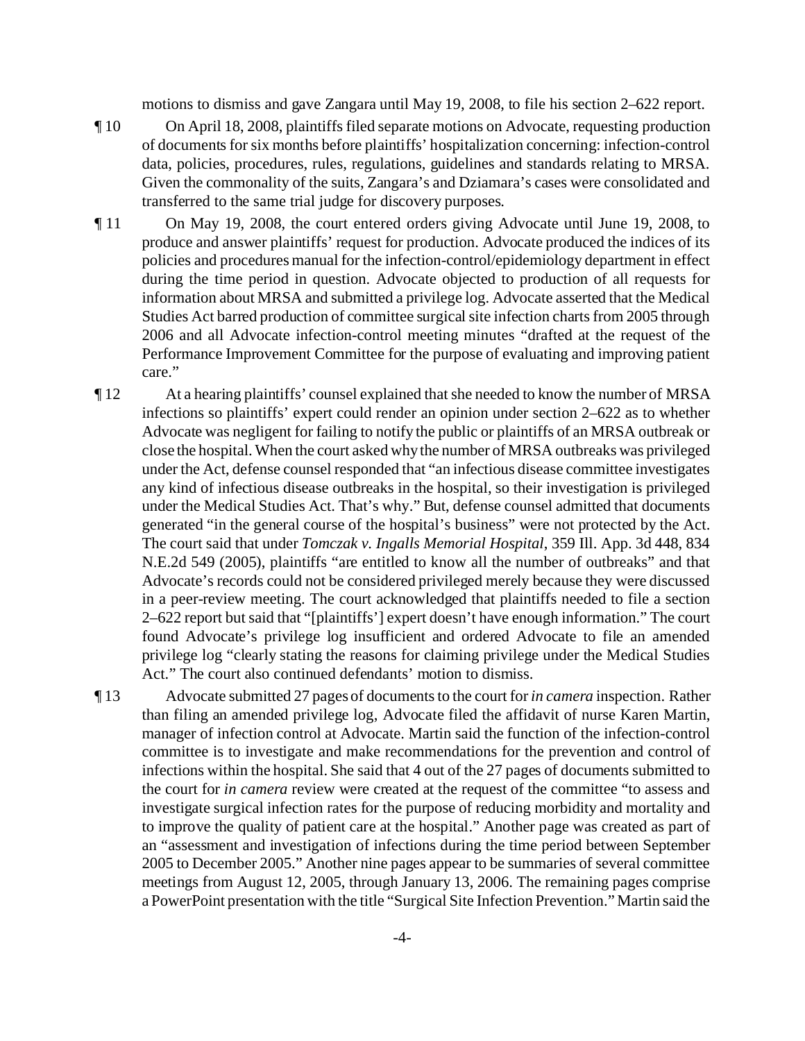motions to dismiss and gave Zangara until May 19, 2008, to file his section 2–622 report.

¶ 10 On April 18, 2008, plaintiffs filed separate motions on Advocate, requesting production of documents for six months before plaintiffs' hospitalization concerning: infection-control data, policies, procedures, rules, regulations, guidelines and standards relating to MRSA. Given the commonality of the suits, Zangara's and Dziamara's cases were consolidated and transferred to the same trial judge for discovery purposes.

¶ 11 On May 19, 2008, the court entered orders giving Advocate until June 19, 2008, to produce and answer plaintiffs' request for production. Advocate produced the indices of its policies and procedures manual for the infection-control/epidemiology department in effect during the time period in question. Advocate objected to production of all requests for information about MRSA and submitted a privilege log. Advocate asserted that the Medical Studies Act barred production of committee surgical site infection charts from 2005 through 2006 and all Advocate infection-control meeting minutes "drafted at the request of the Performance Improvement Committee for the purpose of evaluating and improving patient care."

¶ 12 At a hearing plaintiffs' counsel explained that she needed to know the number of MRSA infections so plaintiffs' expert could render an opinion under section 2–622 as to whether Advocate was negligent for failing to notify the public or plaintiffs of an MRSA outbreak or close the hospital. When the court asked why the number of MRSA outbreaks was privileged under the Act, defense counsel responded that "an infectious disease committee investigates any kind of infectious disease outbreaks in the hospital, so their investigation is privileged under the Medical Studies Act. That's why." But, defense counsel admitted that documents generated "in the general course of the hospital's business" were not protected by the Act. The court said that under *Tomczak v. Ingalls Memorial Hospital*, 359 Ill. App. 3d 448, 834 N.E.2d 549 (2005), plaintiffs "are entitled to know all the number of outbreaks" and that Advocate's records could not be considered privileged merely because they were discussed in a peer-review meeting. The court acknowledged that plaintiffs needed to file a section 2–622 report but said that "[plaintiffs'] expert doesn't have enough information." The court found Advocate's privilege log insufficient and ordered Advocate to file an amended privilege log "clearly stating the reasons for claiming privilege under the Medical Studies Act." The court also continued defendants' motion to dismiss.

¶ 13 Advocate submitted 27 pages of documents to the court for *in camera* inspection. Rather than filing an amended privilege log, Advocate filed the affidavit of nurse Karen Martin, manager of infection control at Advocate. Martin said the function of the infection-control committee is to investigate and make recommendations for the prevention and control of infections within the hospital. She said that 4 out of the 27 pages of documents submitted to the court for *in camera* review were created at the request of the committee "to assess and investigate surgical infection rates for the purpose of reducing morbidity and mortality and to improve the quality of patient care at the hospital." Another page was created as part of an "assessment and investigation of infections during the time period between September 2005 to December 2005." Another nine pages appear to be summaries of several committee meetings from August 12, 2005, through January 13, 2006. The remaining pages comprise a PowerPoint presentation with the title "Surgical Site Infection Prevention." Martin said the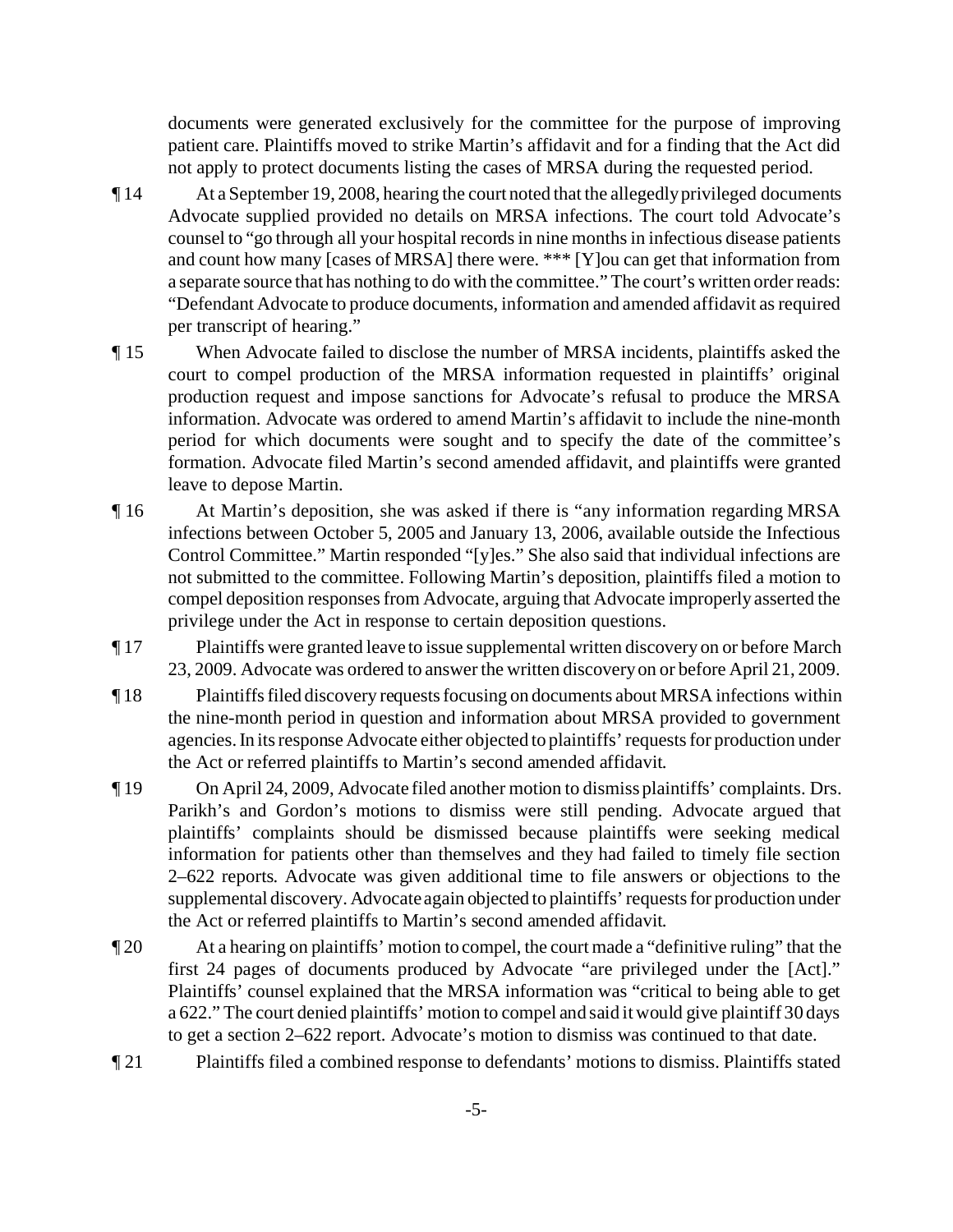documents were generated exclusively for the committee for the purpose of improving patient care. Plaintiffs moved to strike Martin's affidavit and for a finding that the Act did not apply to protect documents listing the cases of MRSA during the requested period.

¶ 14 At a September 19, 2008, hearing the court noted that the allegedly privileged documents Advocate supplied provided no details on MRSA infections. The court told Advocate's counsel to "go through all your hospital records in nine months in infectious disease patients and count how many [cases of MRSA] there were. *** [Y]ou can get that information from a separate source that has nothing to do with the committee." The court's written order reads: "Defendant Advocate to produce documents, information and amended affidavit as required per transcript of hearing."

¶ 15 When Advocate failed to disclose the number of MRSA incidents, plaintiffs asked the court to compel production of the MRSA information requested in plaintiffs' original production request and impose sanctions for Advocate's refusal to produce the MRSA information. Advocate was ordered to amend Martin's affidavit to include the nine-month period for which documents were sought and to specify the date of the committee's formation. Advocate filed Martin's second amended affidavit, and plaintiffs were granted leave to depose Martin.

¶ 16 At Martin's deposition, she was asked if there is "any information regarding MRSA infections between October 5, 2005 and January 13, 2006, available outside the Infectious Control Committee." Martin responded "[y]es." She also said that individual infections are not submitted to the committee. Following Martin's deposition, plaintiffs filed a motion to compel deposition responses from Advocate, arguing that Advocate improperly asserted the privilege under the Act in response to certain deposition questions.

¶ 17 Plaintiffs were granted leave to issue supplemental written discovery on or before March 23, 2009. Advocate was ordered to answer the written discovery on or before April 21, 2009.

¶ 18 Plaintiffs filed discovery requests focusing on documents about MRSA infections within the nine-month period in question and information about MRSA provided to government agencies. In its response Advocate either objected to plaintiffs' requests for production under the Act or referred plaintiffs to Martin's second amended affidavit.

¶ 19 On April 24, 2009, Advocate filed another motion to dismiss plaintiffs' complaints. Drs. Parikh's and Gordon's motions to dismiss were still pending. Advocate argued that plaintiffs' complaints should be dismissed because plaintiffs were seeking medical information for patients other than themselves and they had failed to timely file section 2–622 reports. Advocate was given additional time to file answers or objections to the supplemental discovery. Advocate again objected to plaintiffs' requests for production under the Act or referred plaintiffs to Martin's second amended affidavit.

¶ 20 At a hearing on plaintiffs' motion to compel, the court made a "definitive ruling" that the first 24 pages of documents produced by Advocate "are privileged under the [Act]." Plaintiffs' counsel explained that the MRSA information was "critical to being able to get a 622." The court denied plaintiffs' motion to compel and said it would give plaintiff 30 days to get a section 2–622 report. Advocate's motion to dismiss was continued to that date.

¶ 21 Plaintiffs filed a combined response to defendants' motions to dismiss. Plaintiffs stated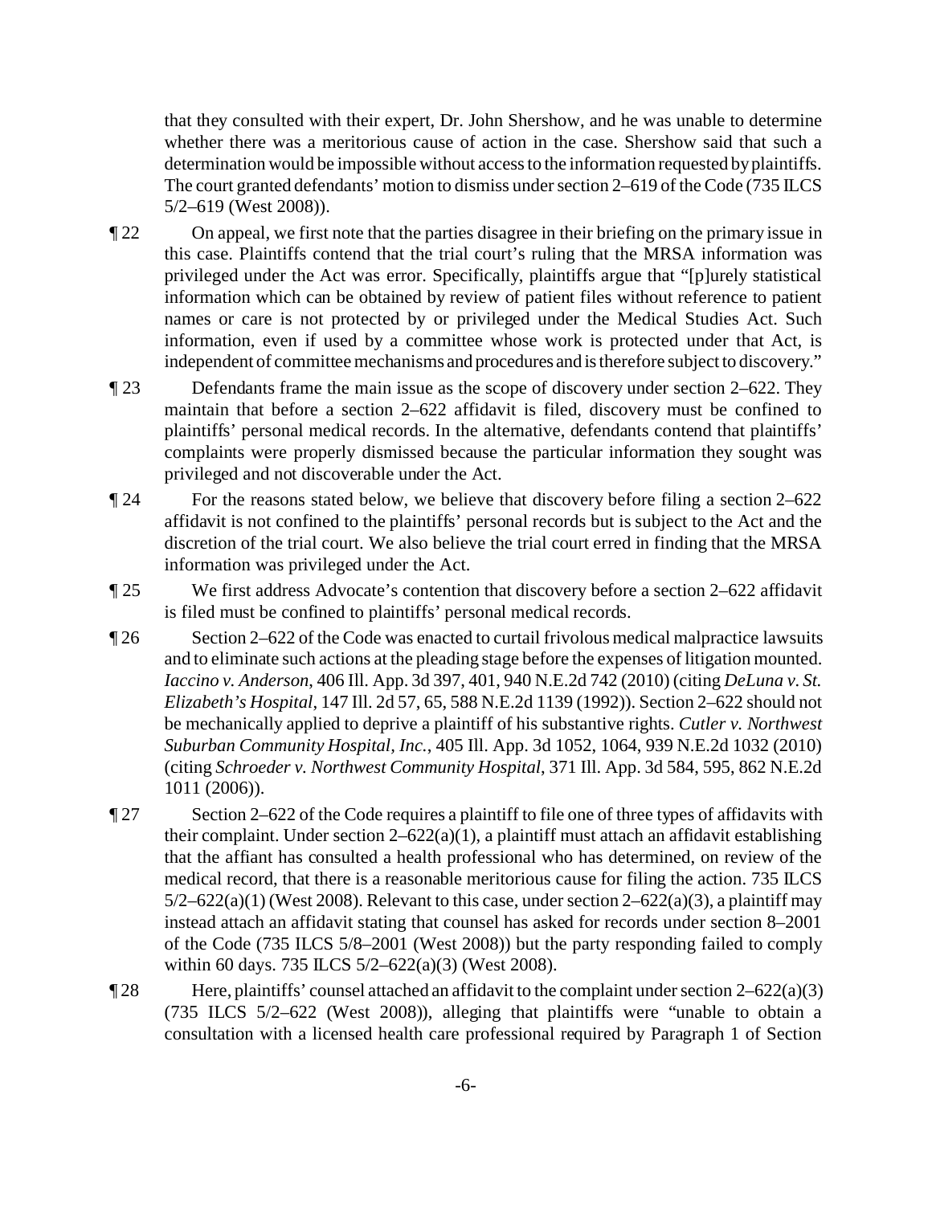that they consulted with their expert, Dr. John Shershow, and he was unable to determine whether there was a meritorious cause of action in the case. Shershow said that such a determination would be impossible without access to the information requested by plaintiffs. The court granted defendants' motion to dismiss under section 2–619 of the Code (735 ILCS 5/2–619 (West 2008)).

¶ 22 On appeal, we first note that the parties disagree in their briefing on the primary issue in this case. Plaintiffs contend that the trial court's ruling that the MRSA information was privileged under the Act was error. Specifically, plaintiffs argue that "[p]urely statistical information which can be obtained by review of patient files without reference to patient names or care is not protected by or privileged under the Medical Studies Act. Such information, even if used by a committee whose work is protected under that Act, is independent of committee mechanisms and procedures and is therefore subject to discovery."

¶ 23 Defendants frame the main issue as the scope of discovery under section 2–622. They maintain that before a section 2–622 affidavit is filed, discovery must be confined to plaintiffs' personal medical records. In the alternative, defendants contend that plaintiffs' complaints were properly dismissed because the particular information they sought was privileged and not discoverable under the Act.

¶ 24 For the reasons stated below, we believe that discovery before filing a section 2–622 affidavit is not confined to the plaintiffs' personal records but is subject to the Act and the discretion of the trial court. We also believe the trial court erred in finding that the MRSA information was privileged under the Act.

¶ 25 We first address Advocate's contention that discovery before a section 2–622 affidavit is filed must be confined to plaintiffs' personal medical records.

¶ 26 Section 2–622 of the Code was enacted to curtail frivolous medical malpractice lawsuits and to eliminate such actions at the pleading stage before the expenses of litigation mounted. *Iaccino v. Anderson*, 406 Ill. App. 3d 397, 401, 940 N.E.2d 742 (2010) (citing *DeLuna v. St. Elizabeth's Hospital*, 147 Ill. 2d 57, 65, 588 N.E.2d 1139 (1992)). Section 2–622 should not be mechanically applied to deprive a plaintiff of his substantive rights. *Cutler v. Northwest Suburban Community Hospital, Inc.*, 405 Ill. App. 3d 1052, 1064, 939 N.E.2d 1032 (2010) (citing *Schroeder v. Northwest Community Hospital*, 371 Ill. App. 3d 584, 595, 862 N.E.2d 1011 (2006)).

¶ 27 Section 2–622 of the Code requires a plaintiff to file one of three types of affidavits with their complaint. Under section 2–622(a)(1), a plaintiff must attach an affidavit establishing that the affiant has consulted a health professional who has determined, on review of the medical record, that there is a reasonable meritorious cause for filing the action. 735 ILCS 5/2–622(a)(1) (West 2008). Relevant to this case, under section 2–622(a)(3), a plaintiff may instead attach an affidavit stating that counsel has asked for records under section 8–2001 of the Code (735 ILCS 5/8–2001 (West 2008)) but the party responding failed to comply within 60 days. 735 ILCS 5/2–622(a)(3) (West 2008).

¶ 28 Here, plaintiffs' counsel attached an affidavit to the complaint under section 2–622(a)(3) (735 ILCS 5/2–622 (West 2008)), alleging that plaintiffs were "unable to obtain a consultation with a licensed health care professional required by Paragraph 1 of Section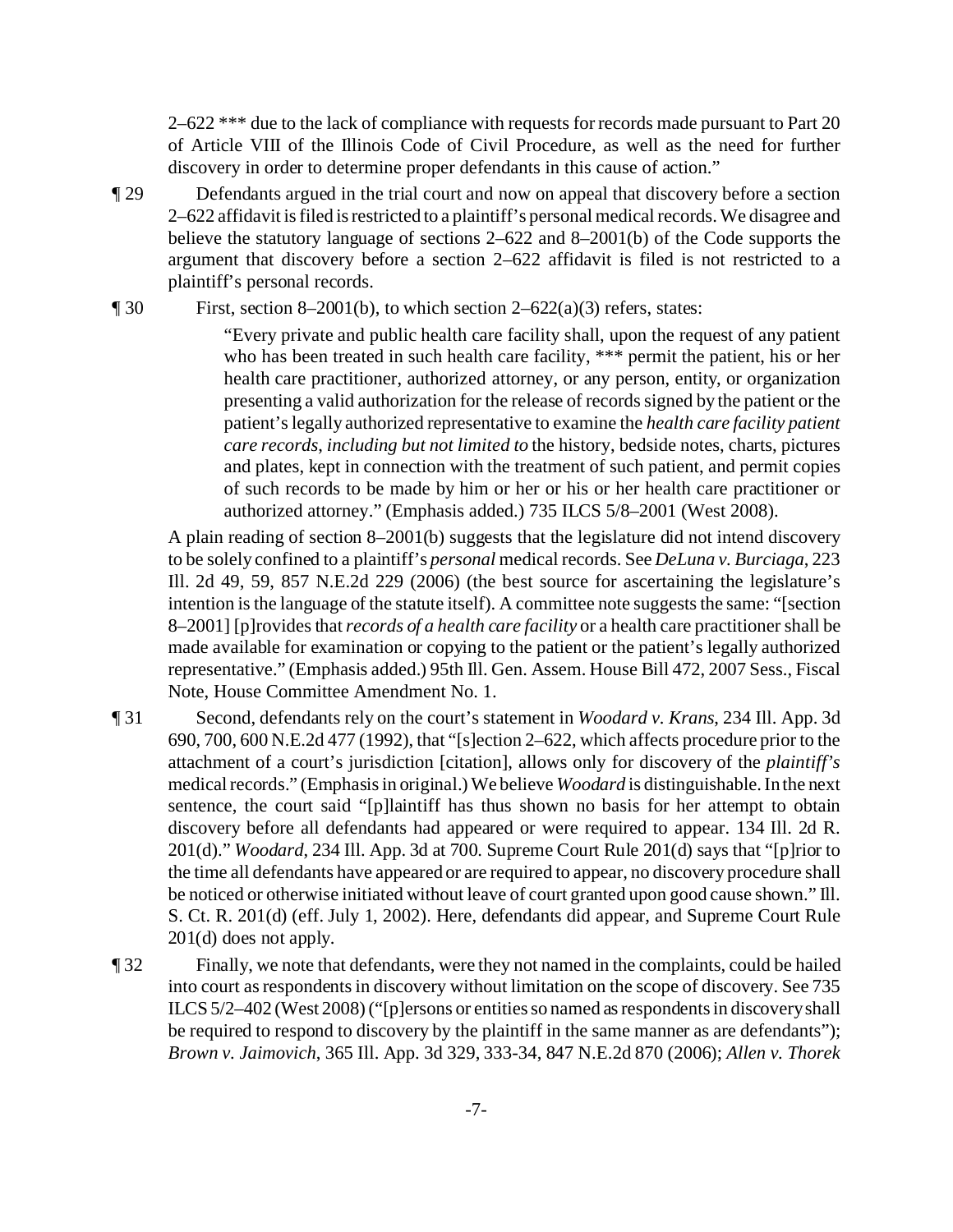2–622 *** due to the lack of compliance with requests for records made pursuant to Part 20 of Article VIII of the Illinois Code of Civil Procedure, as well as the need for further discovery in order to determine proper defendants in this cause of action."

¶ 29 Defendants argued in the trial court and now on appeal that discovery before a section 2–622 affidavit is filed is restricted to a plaintiff's personal medical records. We disagree and believe the statutory language of sections 2–622 and 8–2001(b) of the Code supports the argument that discovery before a section 2–622 affidavit is filed is not restricted to a plaintiff's personal records.

¶ 30 First, section 8–2001(b), to which section 2–622(a)(3) refers, states:

> "Every private and public health care facility shall, upon the request of any patient who has been treated in such health care facility, *** permit the patient, his or her health care practitioner, authorized attorney, or any person, entity, or organization presenting a valid authorization for the release of records signed by the patient or the patient's legally authorized representative to examine the *health care facility patient care records*, *including but not limited to* the history, bedside notes, charts, pictures and plates, kept in connection with the treatment of such patient, and permit copies of such records to be made by him or her or his or her health care practitioner or authorized attorney." (Emphasis added.) 735 ILCS 5/8–2001 (West 2008).

A plain reading of section 8–2001(b) suggests that the legislature did not intend discovery to be solely confined to a plaintiff's *personal* medical records. See *DeLuna v. Burciaga*, 223 Ill. 2d 49, 59, 857 N.E.2d 229 (2006) (the best source for ascertaining the legislature's intention is the language of the statute itself). A committee note suggests the same: "[section 8–2001] [p]rovides that *records of a health care facility* or a health care practitioner shall be made available for examination or copying to the patient or the patient's legally authorized representative." (Emphasis added.) 95th Ill. Gen. Assem. House Bill 472, 2007 Sess., Fiscal Note, House Committee Amendment No. 1.

¶ 31 Second, defendants rely on the court's statement in *Woodard v. Krans*, 234 Ill. App. 3d 690, 700, 600 N.E.2d 477 (1992), that "[s]ection 2–622, which affects procedure prior to the attachment of a court's jurisdiction [citation], allows only for discovery of the *plaintiff's* medical records." (Emphasis in original.) We believe *Woodard* is distinguishable. In the next sentence, the court said "[p]laintiff has thus shown no basis for her attempt to obtain discovery before all defendants had appeared or were required to appear. 134 Ill. 2d R. 201(d)." *Woodard*, 234 Ill. App. 3d at 700. Supreme Court Rule 201(d) says that "[p]rior to the time all defendants have appeared or are required to appear, no discovery procedure shall be noticed or otherwise initiated without leave of court granted upon good cause shown." Ill. S. Ct. R. 201(d) (eff. July 1, 2002). Here, defendants did appear, and Supreme Court Rule 201(d) does not apply.

¶ 32 Finally, we note that defendants, were they not named in the complaints, could be hailed into court as respondents in discovery without limitation on the scope of discovery. See 735 ILCS 5/2–402 (West 2008) ("[p]ersons or entities so named as respondents in discovery shall be required to respond to discovery by the plaintiff in the same manner as are defendants"); *Brown v. Jaimovich*, 365 Ill. App. 3d 329, 333-34, 847 N.E.2d 870 (2006); *Allen v. Thorek*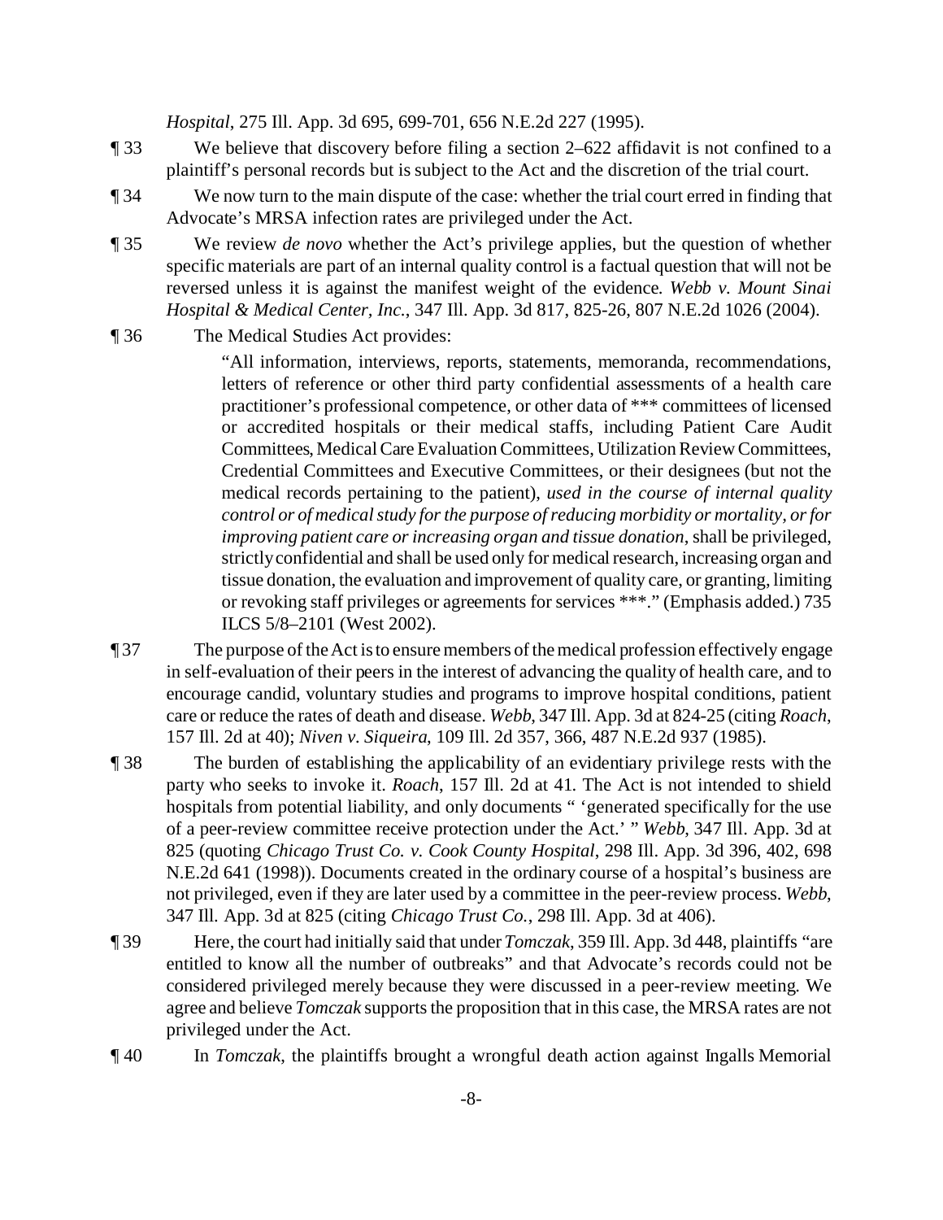*Hospital*, 275 Ill. App. 3d 695, 699-701, 656 N.E.2d 227 (1995).

¶ 33 We believe that discovery before filing a section 2–622 affidavit is not confined to a plaintiff's personal records but is subject to the Act and the discretion of the trial court.

¶ 34 We now turn to the main dispute of the case: whether the trial court erred in finding that Advocate's MRSA infection rates are privileged under the Act.

¶ 35 We review *de novo* whether the Act's privilege applies, but the question of whether specific materials are part of an internal quality control is a factual question that will not be reversed unless it is against the manifest weight of the evidence. *Webb v. Mount Sinai Hospital & Medical Center, Inc.*, 347 Ill. App. 3d 817, 825-26, 807 N.E.2d 1026 (2004).

¶ 36 The Medical Studies Act provides:

> "All information, interviews, reports, statements, memoranda, recommendations, letters of reference or other third party confidential assessments of a health care practitioner's professional competence, or other data of *** committees of licensed or accredited hospitals or their medical staffs, including Patient Care Audit Committees, Medical Care Evaluation Committees, Utilization Review Committees, Credential Committees and Executive Committees, or their designees (but not the medical records pertaining to the patient), *used in the course of internal quality control or of medical study for the purpose of reducing morbidity or mortality, or for improving patient care or increasing organ and tissue donation*, shall be privileged, strictly confidential and shall be used only for medical research, increasing organ and tissue donation, the evaluation and improvement of quality care, or granting, limiting or revoking staff privileges or agreements for services ***." (Emphasis added.) 735 ILCS 5/8–2101 (West 2002).

¶ 37 The purpose of the Act is to ensure members of the medical profession effectively engage in self-evaluation of their peers in the interest of advancing the quality of health care, and to encourage candid, voluntary studies and programs to improve hospital conditions, patient care or reduce the rates of death and disease. *Webb*, 347 Ill. App. 3d at 824-25 (citing *Roach*, 157 Ill. 2d at 40); *Niven v. Siqueira*, 109 Ill. 2d 357, 366, 487 N.E.2d 937 (1985).

¶ 38 The burden of establishing the applicability of an evidentiary privilege rests with the party who seeks to invoke it. *Roach*, 157 Ill. 2d at 41. The Act is not intended to shield hospitals from potential liability, and only documents " 'generated specifically for the use of a peer-review committee receive protection under the Act.' " *Webb*, 347 Ill. App. 3d at 825 (quoting *Chicago Trust Co. v. Cook County Hospital*, 298 Ill. App. 3d 396, 402, 698 N.E.2d 641 (1998)). Documents created in the ordinary course of a hospital's business are not privileged, even if they are later used by a committee in the peer-review process. *Webb*, 347 Ill. App. 3d at 825 (citing *Chicago Trust Co.*, 298 Ill. App. 3d at 406).

¶ 39 Here, the court had initially said that under *Tomczak*, 359 Ill. App. 3d 448, plaintiffs "are entitled to know all the number of outbreaks" and that Advocate's records could not be considered privileged merely because they were discussed in a peer-review meeting. We agree and believe *Tomczak* supports the proposition that in this case, the MRSA rates are not privileged under the Act.

¶ 40 In *Tomczak*, the plaintiffs brought a wrongful death action against Ingalls Memorial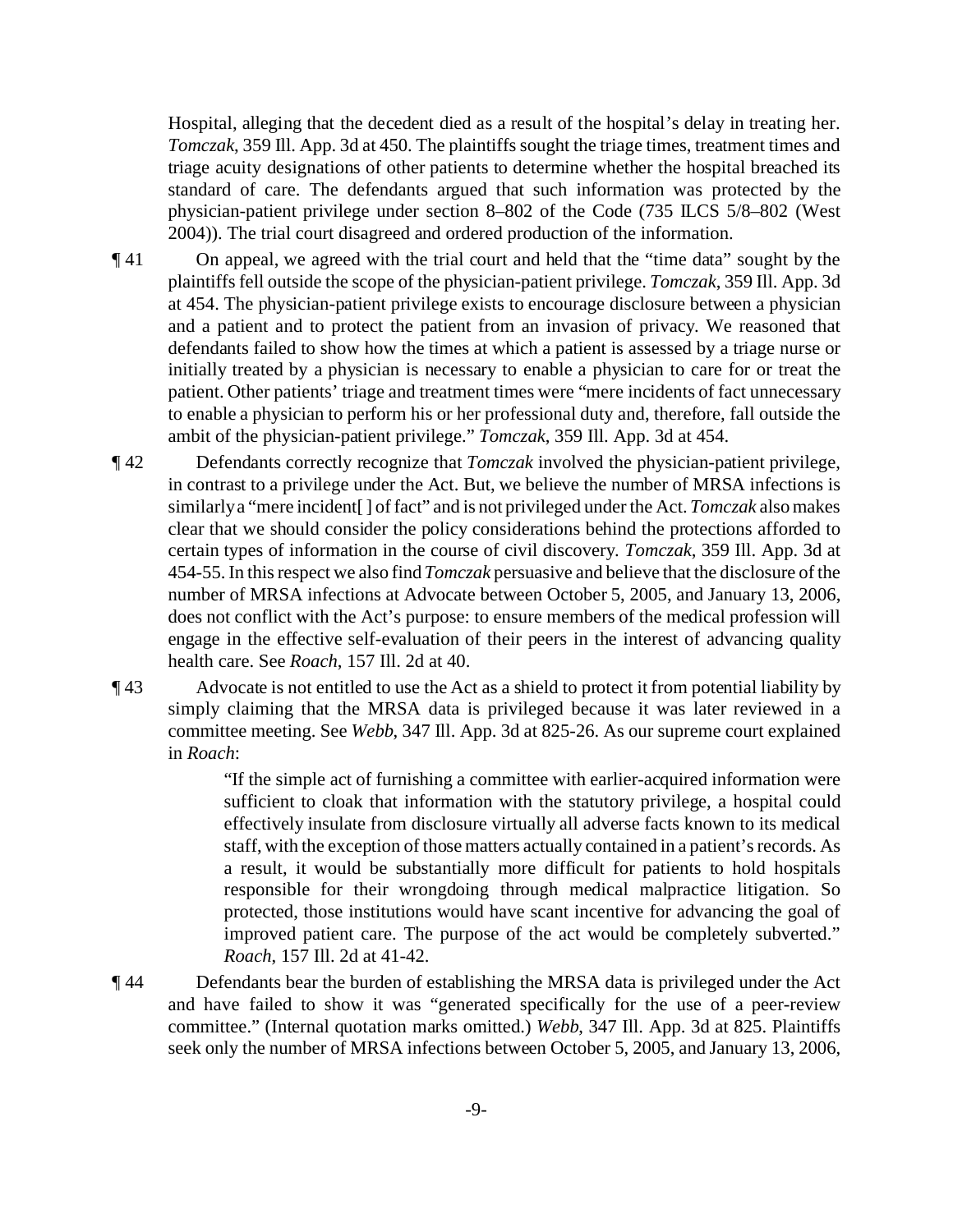Hospital, alleging that the decedent died as a result of the hospital's delay in treating her. *Tomczak*, 359 Ill. App. 3d at 450. The plaintiffs sought the triage times, treatment times and triage acuity designations of other patients to determine whether the hospital breached its standard of care. The defendants argued that such information was protected by the physician-patient privilege under section 8–802 of the Code (735 ILCS 5/8–802 (West 2004)). The trial court disagreed and ordered production of the information.

¶ 41 On appeal, we agreed with the trial court and held that the "time data" sought by the plaintiffs fell outside the scope of the physician-patient privilege. *Tomczak*, 359 Ill. App. 3d at 454. The physician-patient privilege exists to encourage disclosure between a physician and a patient and to protect the patient from an invasion of privacy. We reasoned that defendants failed to show how the times at which a patient is assessed by a triage nurse or initially treated by a physician is necessary to enable a physician to care for or treat the patient. Other patients' triage and treatment times were "mere incidents of fact unnecessary to enable a physician to perform his or her professional duty and, therefore, fall outside the ambit of the physician-patient privilege." *Tomczak*, 359 Ill. App. 3d at 454.

¶ 42 Defendants correctly recognize that *Tomczak* involved the physician-patient privilege, in contrast to a privilege under the Act. But, we believe the number of MRSA infections is similarly a "mere incident[ ] of fact" and is not privileged under the Act. *Tomczak* also makes clear that we should consider the policy considerations behind the protections afforded to certain types of information in the course of civil discovery. *Tomczak*, 359 Ill. App. 3d at 454-55. In this respect we also find *Tomczak* persuasive and believe that the disclosure of the number of MRSA infections at Advocate between October 5, 2005, and January 13, 2006, does not conflict with the Act's purpose: to ensure members of the medical profession will engage in the effective self-evaluation of their peers in the interest of advancing quality health care. See *Roach*, 157 Ill. 2d at 40.

¶ 43 Advocate is not entitled to use the Act as a shield to protect it from potential liability by simply claiming that the MRSA data is privileged because it was later reviewed in a committee meeting. See *Webb*, 347 Ill. App. 3d at 825-26. As our supreme court explained in *Roach*:

> "If the simple act of furnishing a committee with earlier-acquired information were sufficient to cloak that information with the statutory privilege, a hospital could effectively insulate from disclosure virtually all adverse facts known to its medical staff, with the exception of those matters actually contained in a patient's records. As a result, it would be substantially more difficult for patients to hold hospitals responsible for their wrongdoing through medical malpractice litigation. So protected, those institutions would have scant incentive for advancing the goal of improved patient care. The purpose of the act would be completely subverted." *Roach*, 157 Ill. 2d at 41-42.

¶ 44 Defendants bear the burden of establishing the MRSA data is privileged under the Act and have failed to show it was "generated specifically for the use of a peer-review committee." (Internal quotation marks omitted.) *Webb*, 347 Ill. App. 3d at 825. Plaintiffs seek only the number of MRSA infections between October 5, 2005, and January 13, 2006,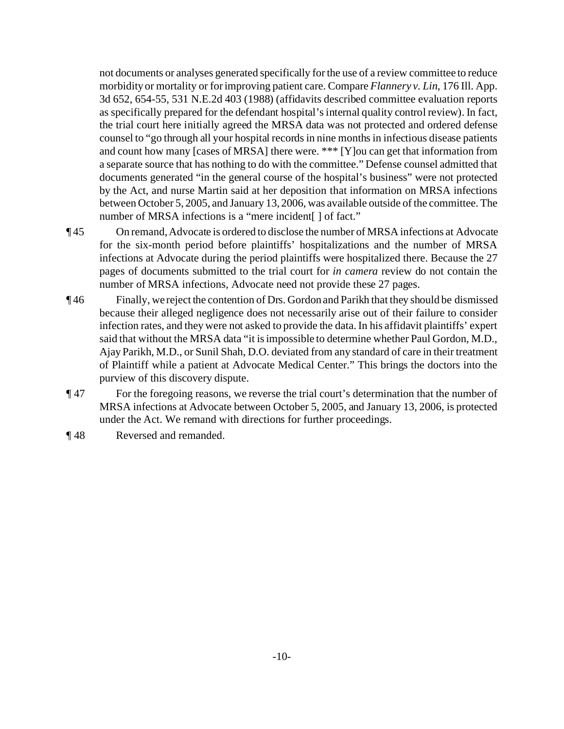not documents or analyses generated specifically for the use of a review committee to reduce morbidity or mortality or for improving patient care. Compare *Flannery v. Lin*, 176 Ill. App. 3d 652, 654-55, 531 N.E.2d 403 (1988) (affidavits described committee evaluation reports as specifically prepared for the defendant hospital's internal quality control review). In fact, the trial court here initially agreed the MRSA data was not protected and ordered defense counsel to "go through all your hospital records in nine months in infectious disease patients and count how many [cases of MRSA] there were. *** [Y]ou can get that information from a separate source that has nothing to do with the committee." Defense counsel admitted that documents generated "in the general course of the hospital's business" were not protected by the Act, and nurse Martin said at her deposition that information on MRSA infections between October 5, 2005, and January 13, 2006, was available outside of the committee. The number of MRSA infections is a "mere incident[ ] of fact."

¶ 45 On remand, Advocate is ordered to disclose the number of MRSA infections at Advocate for the six-month period before plaintiffs' hospitalizations and the number of MRSA infections at Advocate during the period plaintiffs were hospitalized there. Because the 27 pages of documents submitted to the trial court for *in camera* review do not contain the number of MRSA infections, Advocate need not provide these 27 pages.

¶ 46 Finally, we reject the contention of Drs. Gordon and Parikh that they should be dismissed because their alleged negligence does not necessarily arise out of their failure to consider infection rates, and they were not asked to provide the data. In his affidavit plaintiffs' expert said that without the MRSA data "it is impossible to determine whether Paul Gordon, M.D., Ajay Parikh, M.D., or Sunil Shah, D.O. deviated from any standard of care in their treatment of Plaintiff while a patient at Advocate Medical Center." This brings the doctors into the purview of this discovery dispute.

¶ 47 For the foregoing reasons, we reverse the trial court's determination that the number of MRSA infections at Advocate between October 5, 2005, and January 13, 2006, is protected under the Act. We remand with directions for further proceedings.

¶ 48 Reversed and remanded.